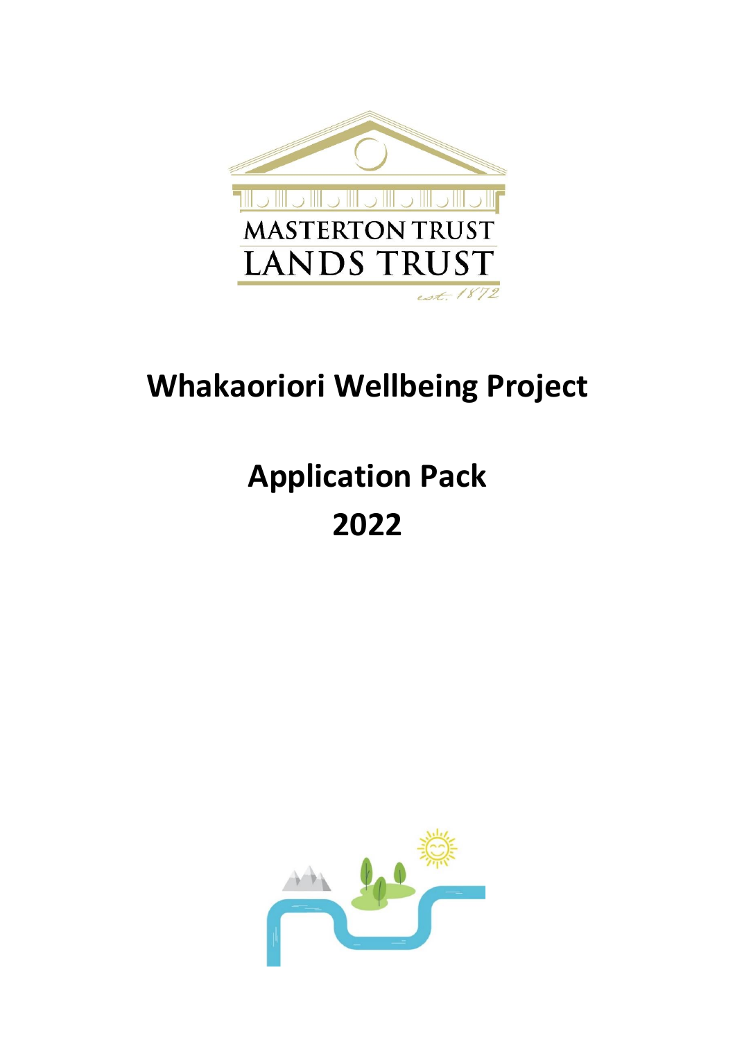MASTERTON TRUST LANDS TRUST

est. 1872

# Whakaoriori Wellbeing Project

# Application Pack

# 2022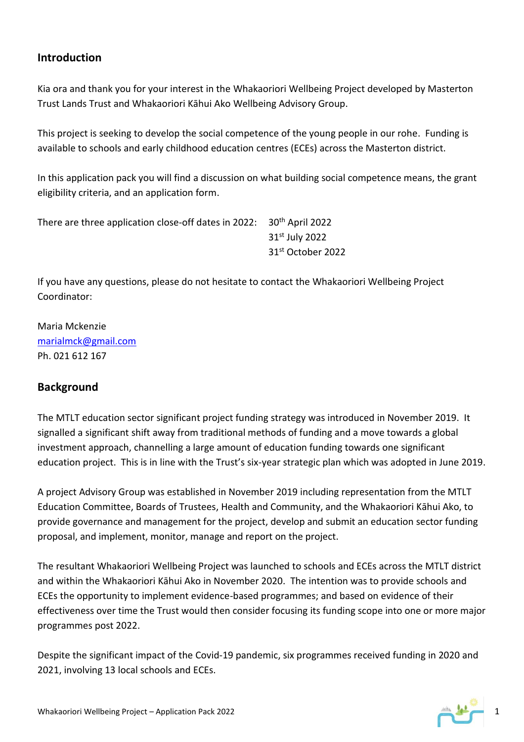## Introduction

Kia ora and thank you for your interest in the Whakaoriori Wellbeing Project developed by Masterton Trust Lands Trust and Whakaoriori Kāhui Ako Wellbeing Advisory Group.

This project is seeking to develop the social competence of the young people in our rohe. Funding is available to schools and early childhood education centres (ECEs) across the Masterton district.

In this application pack you will find a discussion on what building social competence means, the grant eligibility criteria, and an application form.

There are three application close-off dates in 2022:

- 30th April 2022
- 31st July 2022
- 31st October 2022

If you have any questions, please do not hesitate to contact the Whakaoriori Wellbeing Project Coordinator:

Maria Mckenzie
marialmck@gmail.com
Ph. 021 612 167

## Background

The MTLT education sector significant project funding strategy was introduced in November 2019. It signalled a significant shift away from traditional methods of funding and a move towards a global investment approach, channelling a large amount of education funding towards one significant education project. This is in line with the Trust's six-year strategic plan which was adopted in June 2019.

A project Advisory Group was established in November 2019 including representation from the MTLT Education Committee, Boards of Trustees, Health and Community, and the Whakaoriori Kāhui Ako, to provide governance and management for the project, develop and submit an education sector funding proposal, and implement, monitor, manage and report on the project.

The resultant Whakaoriori Wellbeing Project was launched to schools and ECEs across the MTLT district and within the Whakaoriori Kāhui Ako in November 2020. The intention was to provide schools and ECEs the opportunity to implement evidence-based programmes; and based on evidence of their effectiveness over time the Trust would then consider focusing its funding scope into one or more major programmes post 2022.

Despite the significant impact of the Covid-19 pandemic, six programmes received funding in 2020 and 2021, involving 13 local schools and ECEs.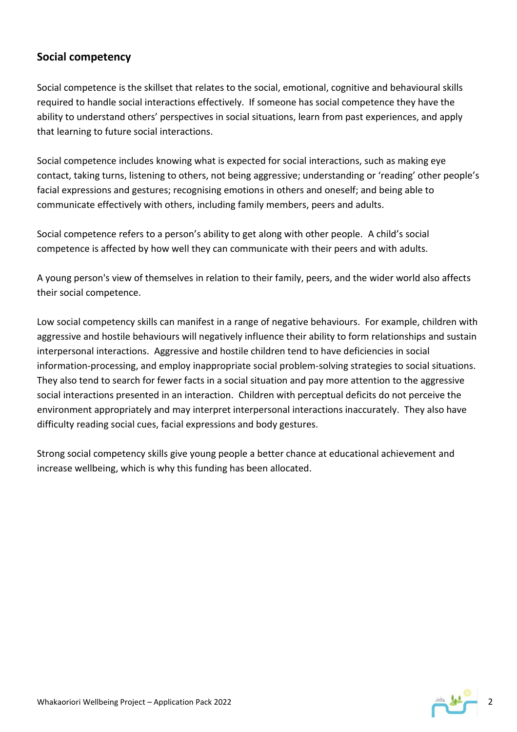## Social competency

Social competence is the skillset that relates to the social, emotional, cognitive and behavioural skills required to handle social interactions effectively. If someone has social competence they have the ability to understand others' perspectives in social situations, learn from past experiences, and apply that learning to future social interactions.

Social competence includes knowing what is expected for social interactions, such as making eye contact, taking turns, listening to others, not being aggressive; understanding or 'reading' other people's facial expressions and gestures; recognising emotions in others and oneself; and being able to communicate effectively with others, including family members, peers and adults.

Social competence refers to a person's ability to get along with other people. A child's social competence is affected by how well they can communicate with their peers and with adults.

A young person's view of themselves in relation to their family, peers, and the wider world also affects their social competence.

Low social competency skills can manifest in a range of negative behaviours. For example, children with aggressive and hostile behaviours will negatively influence their ability to form relationships and sustain interpersonal interactions. Aggressive and hostile children tend to have deficiencies in social information-processing, and employ inappropriate social problem-solving strategies to social situations. They also tend to search for fewer facts in a social situation and pay more attention to the aggressive social interactions presented in an interaction. Children with perceptual deficits do not perceive the environment appropriately and may interpret interpersonal interactions inaccurately. They also have difficulty reading social cues, facial expressions and body gestures.

Strong social competency skills give young people a better chance at educational achievement and increase wellbeing, which is why this funding has been allocated.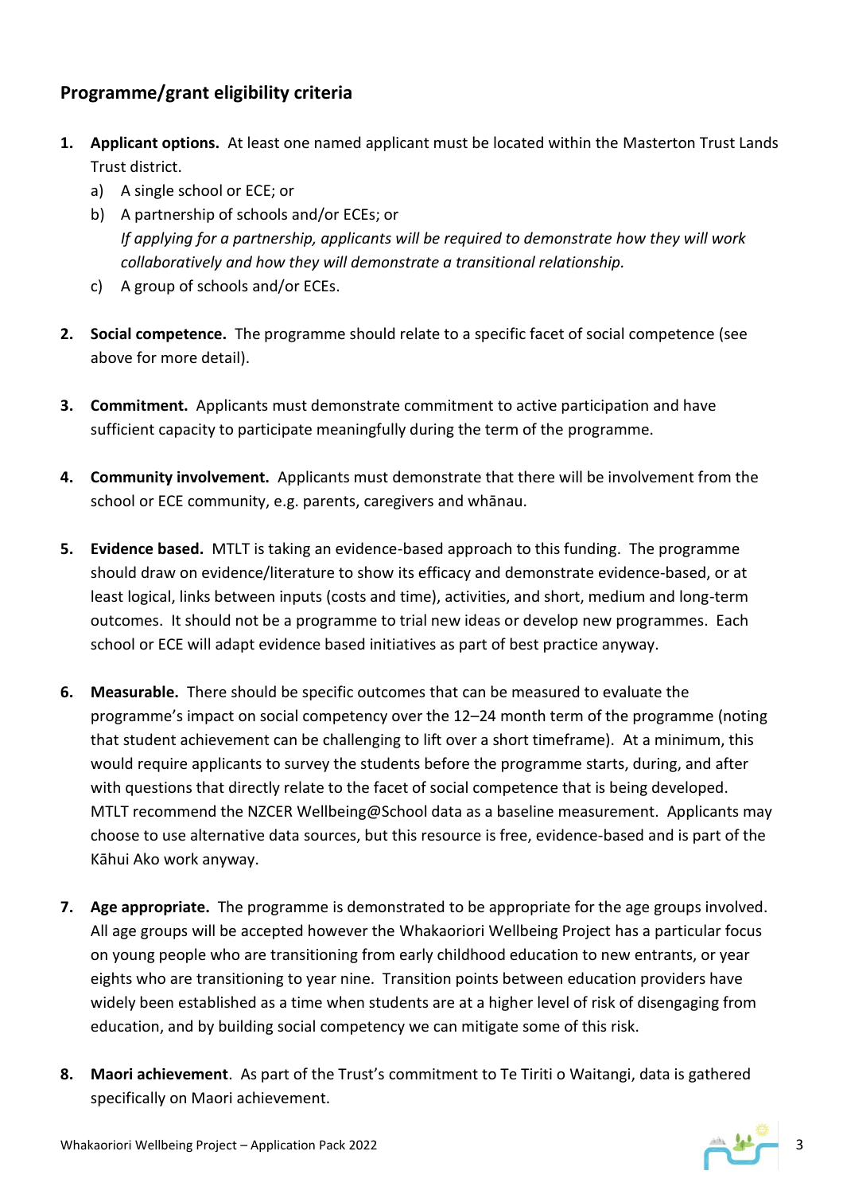## Programme/grant eligibility criteria

1. **Applicant options.** At least one named applicant must be located within the Masterton Trust Lands Trust district.
    a) A single school or ECE; or
    b) A partnership of schools and/or ECEs; or
    *If applying for a partnership, applicants will be required to demonstrate how they will work collaboratively and how they will demonstrate a transitional relationship.*
    c) A group of schools and/or ECEs.

2. **Social competence.** The programme should relate to a specific facet of social competence (see above for more detail).

3. **Commitment.** Applicants must demonstrate commitment to active participation and have sufficient capacity to participate meaningfully during the term of the programme.

4. **Community involvement.** Applicants must demonstrate that there will be involvement from the school or ECE community, e.g. parents, caregivers and whānau.

5. **Evidence based.** MTLT is taking an evidence-based approach to this funding. The programme should draw on evidence/literature to show its efficacy and demonstrate evidence-based, or at least logical, links between inputs (costs and time), activities, and short, medium and long-term outcomes. It should not be a programme to trial new ideas or develop new programmes. Each school or ECE will adapt evidence based initiatives as part of best practice anyway.

6. **Measurable.** There should be specific outcomes that can be measured to evaluate the programme's impact on social competency over the 12–24 month term of the programme (noting that student achievement can be challenging to lift over a short timeframe). At a minimum, this would require applicants to survey the students before the programme starts, during, and after with questions that directly relate to the facet of social competence that is being developed. MTLT recommend the NZCER Wellbeing@School data as a baseline measurement. Applicants may choose to use alternative data sources, but this resource is free, evidence-based and is part of the Kāhui Ako work anyway.

7. **Age appropriate.** The programme is demonstrated to be appropriate for the age groups involved. All age groups will be accepted however the Whakaoriori Wellbeing Project has a particular focus on young people who are transitioning from early childhood education to new entrants, or year eights who are transitioning to year nine. Transition points between education providers have widely been established as a time when students are at a higher level of risk of disengaging from education, and by building social competency we can mitigate some of this risk.

8. **Maori achievement**. As part of the Trust's commitment to Te Tiriti o Waitangi, data is gathered specifically on Maori achievement.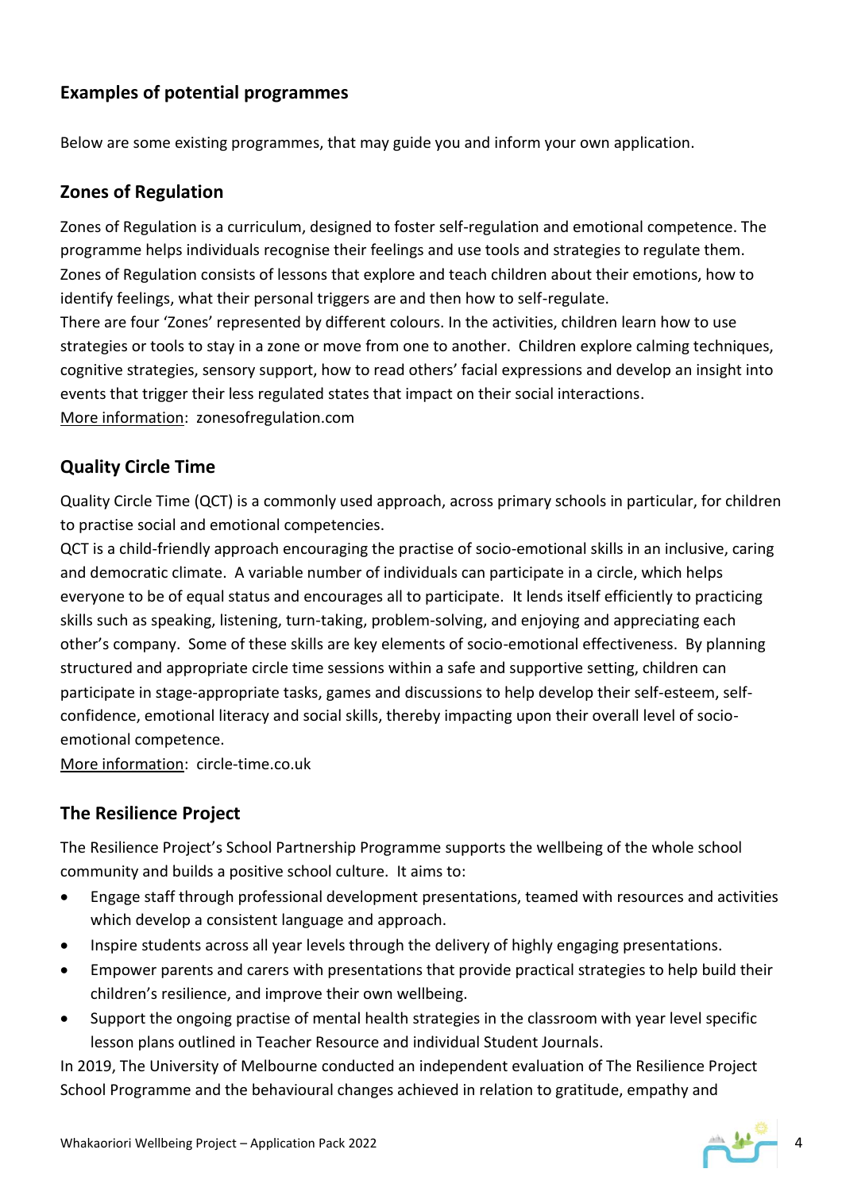## Examples of potential programmes

Below are some existing programmes, that may guide you and inform your own application.

## Zones of Regulation

Zones of Regulation is a curriculum, designed to foster self-regulation and emotional competence. The programme helps individuals recognise their feelings and use tools and strategies to regulate them. Zones of Regulation consists of lessons that explore and teach children about their emotions, how to identify feelings, what their personal triggers are and then how to self-regulate.

There are four 'Zones' represented by different colours. In the activities, children learn how to use strategies or tools to stay in a zone or move from one to another. Children explore calming techniques, cognitive strategies, sensory support, how to read others' facial expressions and develop an insight into events that trigger their less regulated states that impact on their social interactions.

More information: zonesofregulation.com

## Quality Circle Time

Quality Circle Time (QCT) is a commonly used approach, across primary schools in particular, for children to practise social and emotional competencies.

QCT is a child-friendly approach encouraging the practise of socio-emotional skills in an inclusive, caring and democratic climate. A variable number of individuals can participate in a circle, which helps everyone to be of equal status and encourages all to participate. It lends itself efficiently to practicing skills such as speaking, listening, turn-taking, problem-solving, and enjoying and appreciating each other's company. Some of these skills are key elements of socio-emotional effectiveness. By planning structured and appropriate circle time sessions within a safe and supportive setting, children can participate in stage-appropriate tasks, games and discussions to help develop their self-esteem, self-confidence, emotional literacy and social skills, thereby impacting upon their overall level of socio-emotional competence.

More information: circle-time.co.uk

## The Resilience Project

The Resilience Project's School Partnership Programme supports the wellbeing of the whole school community and builds a positive school culture. It aims to:

- Engage staff through professional development presentations, teamed with resources and activities which develop a consistent language and approach.
- Inspire students across all year levels through the delivery of highly engaging presentations.
- Empower parents and carers with presentations that provide practical strategies to help build their children's resilience, and improve their own wellbeing.
- Support the ongoing practise of mental health strategies in the classroom with year level specific lesson plans outlined in Teacher Resource and individual Student Journals.

In 2019, The University of Melbourne conducted an independent evaluation of The Resilience Project School Programme and the behavioural changes achieved in relation to gratitude, empathy and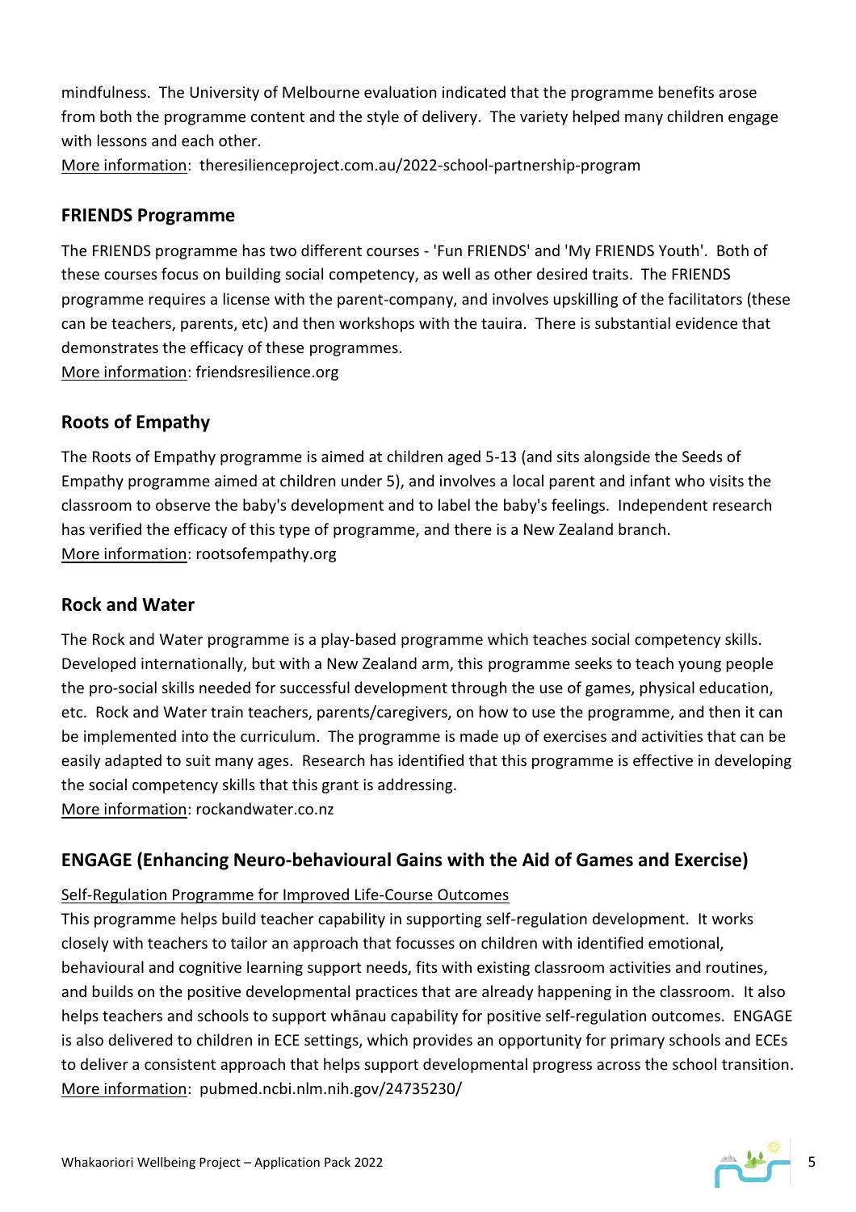mindfulness. The University of Melbourne evaluation indicated that the programme benefits arose from both the programme content and the style of delivery. The variety helped many children engage with lessons and each other.
More information: theresilienceproject.com.au/2022-school-partnership-program

## FRIENDS Programme

The FRIENDS programme has two different courses - 'Fun FRIENDS' and 'My FRIENDS Youth'. Both of these courses focus on building social competency, as well as other desired traits. The FRIENDS programme requires a license with the parent-company, and involves upskilling of the facilitators (these can be teachers, parents, etc) and then workshops with the tauira. There is substantial evidence that demonstrates the efficacy of these programmes.
More information: friendsresilience.org

## Roots of Empathy

The Roots of Empathy programme is aimed at children aged 5-13 (and sits alongside the Seeds of Empathy programme aimed at children under 5), and involves a local parent and infant who visits the classroom to observe the baby's development and to label the baby's feelings. Independent research has verified the efficacy of this type of programme, and there is a New Zealand branch.
More information: rootsofempathy.org

## Rock and Water

The Rock and Water programme is a play-based programme which teaches social competency skills. Developed internationally, but with a New Zealand arm, this programme seeks to teach young people the pro-social skills needed for successful development through the use of games, physical education, etc. Rock and Water train teachers, parents/caregivers, on how to use the programme, and then it can be implemented into the curriculum. The programme is made up of exercises and activities that can be easily adapted to suit many ages. Research has identified that this programme is effective in developing the social competency skills that this grant is addressing.
More information: rockandwater.co.nz

## ENGAGE (Enhancing Neuro-behavioural Gains with the Aid of Games and Exercise)

Self-Regulation Programme for Improved Life-Course Outcomes

This programme helps build teacher capability in supporting self-regulation development. It works closely with teachers to tailor an approach that focusses on children with identified emotional, behavioural and cognitive learning support needs, fits with existing classroom activities and routines, and builds on the positive developmental practices that are already happening in the classroom. It also helps teachers and schools to support whānau capability for positive self-regulation outcomes. ENGAGE is also delivered to children in ECE settings, which provides an opportunity for primary schools and ECEs to deliver a consistent approach that helps support developmental progress across the school transition.
More information: pubmed.ncbi.nlm.nih.gov/24735230/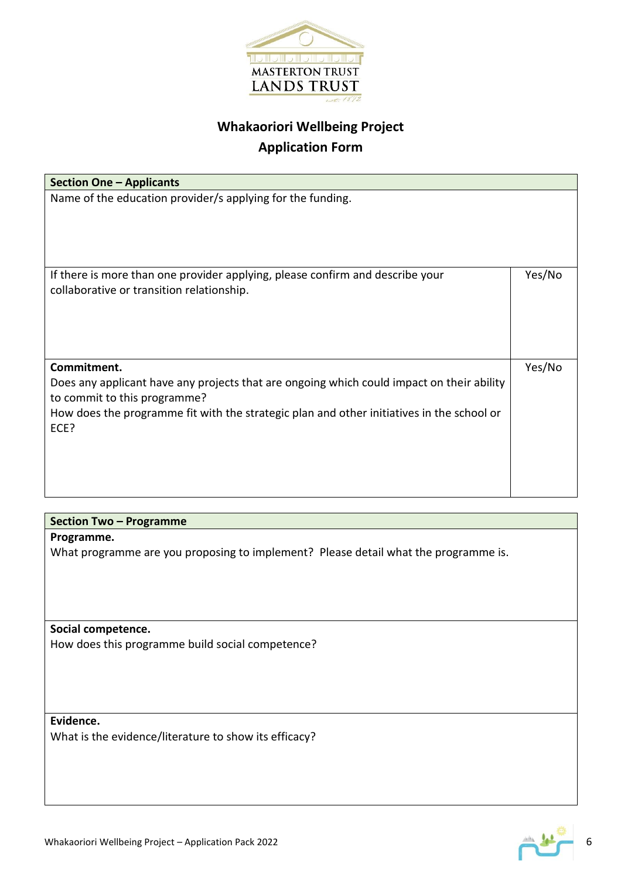MASTERTON TRUST LANDS TRUST

## Whakaoriori Wellbeing Project
## Application Form

| **Section One – Applicants** | |
| --- | --- |
| Name of the education provider/s applying for the funding. | |
| If there is more than one provider applying, please confirm and describe your collaborative or transition relationship. | Yes/No |
| **Commitment.**<br>Does any applicant have any projects that are ongoing which could impact on their ability to commit to this programme?<br>How does the programme fit with the strategic plan and other initiatives in the school or ECE? | Yes/No |

| **Section Two – Programme** |
| --- |
| **Programme.**<br>What programme are you proposing to implement? Please detail what the programme is. |
| **Social competence.**<br>How does this programme build social competence? |
| **Evidence.**<br>What is the evidence/literature to show its efficacy? |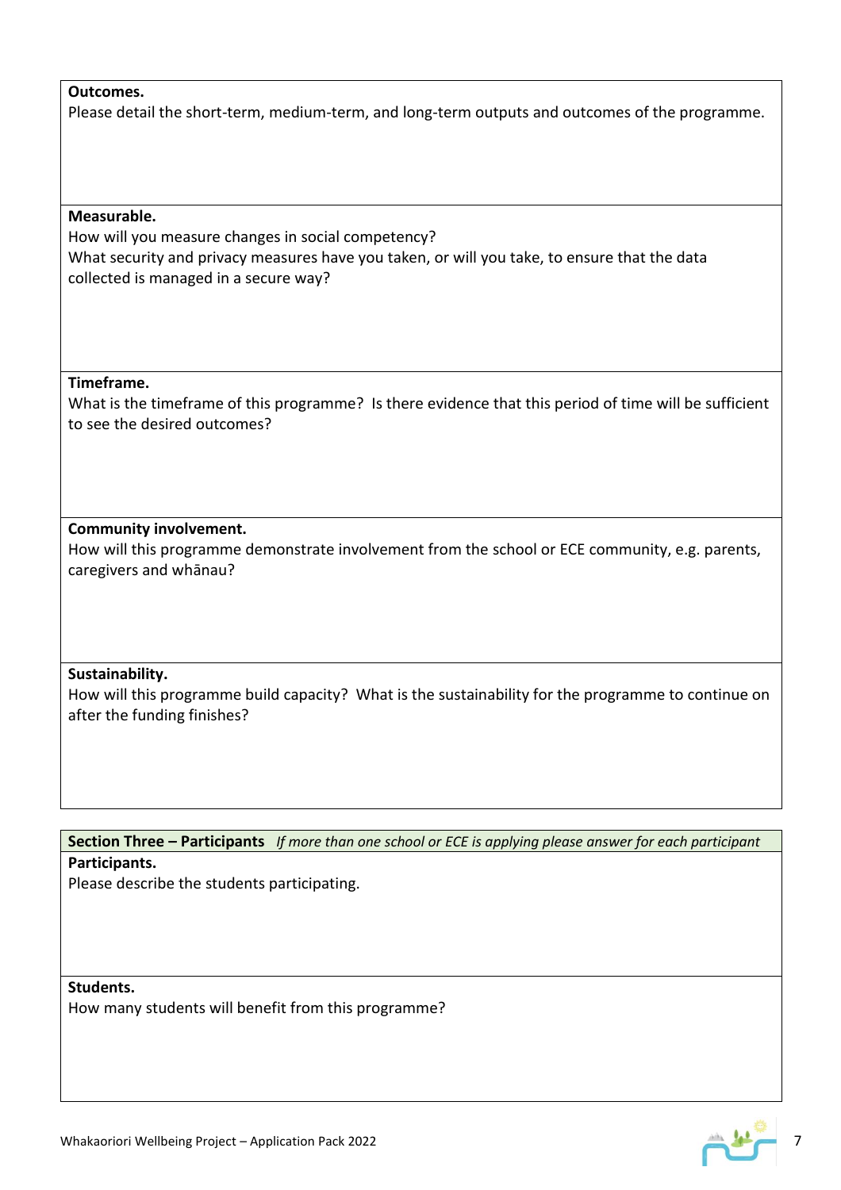**Outcomes.**
Please detail the short-term, medium-term, and long-term outputs and outcomes of the programme.

**Measurable.**
How will you measure changes in social competency?
What security and privacy measures have you taken, or will you take, to ensure that the data collected is managed in a secure way?

**Timeframe.**
What is the timeframe of this programme? Is there evidence that this period of time will be sufficient to see the desired outcomes?

**Community involvement.**
How will this programme demonstrate involvement from the school or ECE community, e.g. parents, caregivers and whānau?

**Sustainability.**
How will this programme build capacity? What is the sustainability for the programme to continue on after the funding finishes?

**Section Three – Participants** *If more than one school or ECE is applying please answer for each participant*

**Participants.**
Please describe the students participating.

**Students.**
How many students will benefit from this programme?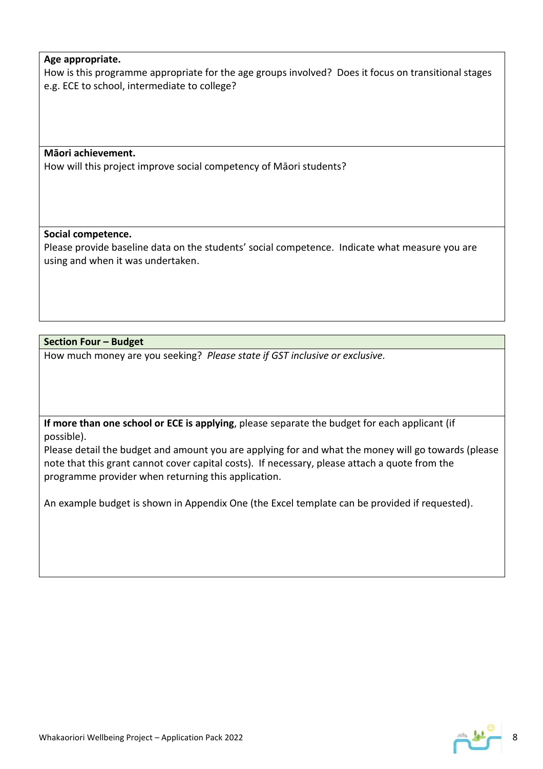**Age appropriate.**
How is this programme appropriate for the age groups involved? Does it focus on transitional stages e.g. ECE to school, intermediate to college?

**Māori achievement.**
How will this project improve social competency of Māori students?

**Social competence.**
Please provide baseline data on the students' social competence. Indicate what measure you are using and when it was undertaken.

## Section Four – Budget

How much money are you seeking? *Please state if GST inclusive or exclusive.*

**If more than one school or ECE is applying**, please separate the budget for each applicant (if possible).
Please detail the budget and amount you are applying for and what the money will go towards (please note that this grant cannot cover capital costs). If necessary, please attach a quote from the programme provider when returning this application.

An example budget is shown in Appendix One (the Excel template can be provided if requested).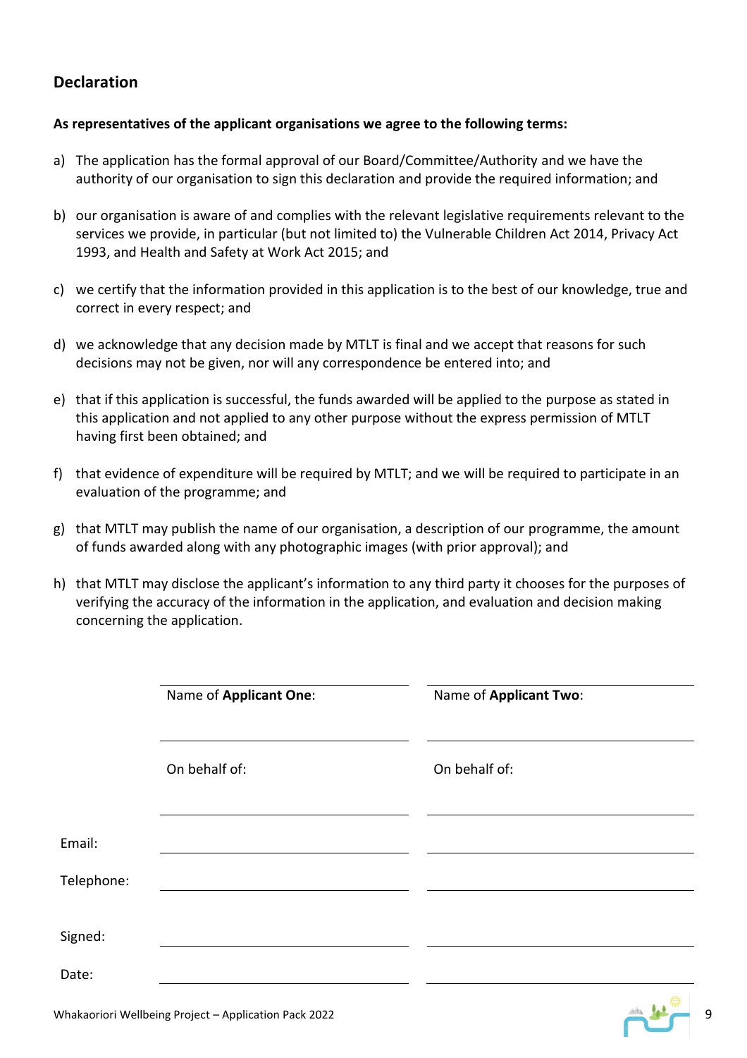## Declaration

**As representatives of the applicant organisations we agree to the following terms:**

a) The application has the formal approval of our Board/Committee/Authority and we have the authority of our organisation to sign this declaration and provide the required information; and

b) our organisation is aware of and complies with the relevant legislative requirements relevant to the services we provide, in particular (but not limited to) the Vulnerable Children Act 2014, Privacy Act 1993, and Health and Safety at Work Act 2015; and

c) we certify that the information provided in this application is to the best of our knowledge, true and correct in every respect; and

d) we acknowledge that any decision made by MTLT is final and we accept that reasons for such decisions may not be given, nor will any correspondence be entered into; and

e) that if this application is successful, the funds awarded will be applied to the purpose as stated in this application and not applied to any other purpose without the express permission of MTLT having first been obtained; and

f) that evidence of expenditure will be required by MTLT; and we will be required to participate in an evaluation of the programme; and

g) that MTLT may publish the name of our organisation, a description of our programme, the amount of funds awarded along with any photographic images (with prior approval); and

h) that MTLT may disclose the applicant's information to any third party it chooses for the purposes of verifying the accuracy of the information in the application, and evaluation and decision making concerning the application.

| | | |
|---|---|---|
| | Name of **Applicant One**: | Name of **Applicant Two**: |
| | On behalf of: | On behalf of: |
| Email: | | |
| Telephone: | | |
| Signed: | | |
| Date: | | |

Whakaoriori Wellbeing Project – Application Pack 2022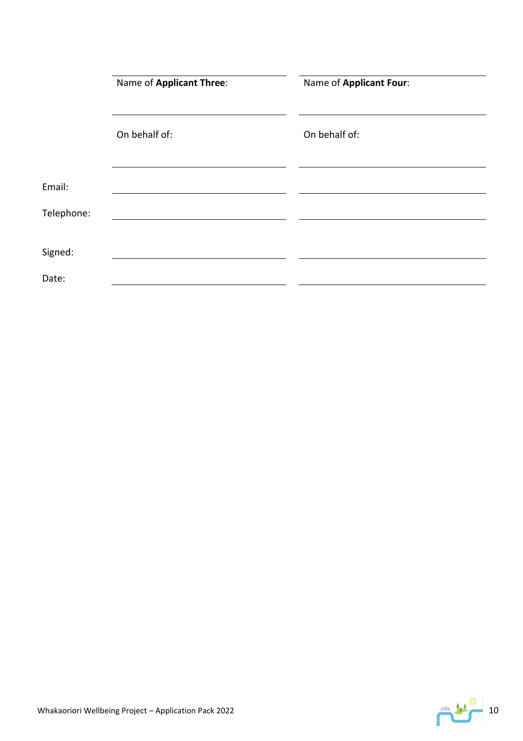| | Name of **Applicant Three**: | Name of **Applicant Four**: |
| --- | --- | --- |
| | On behalf of: | On behalf of: |
| Email: | | |
| Telephone: | | |
| Signed: | | |
| Date: | | |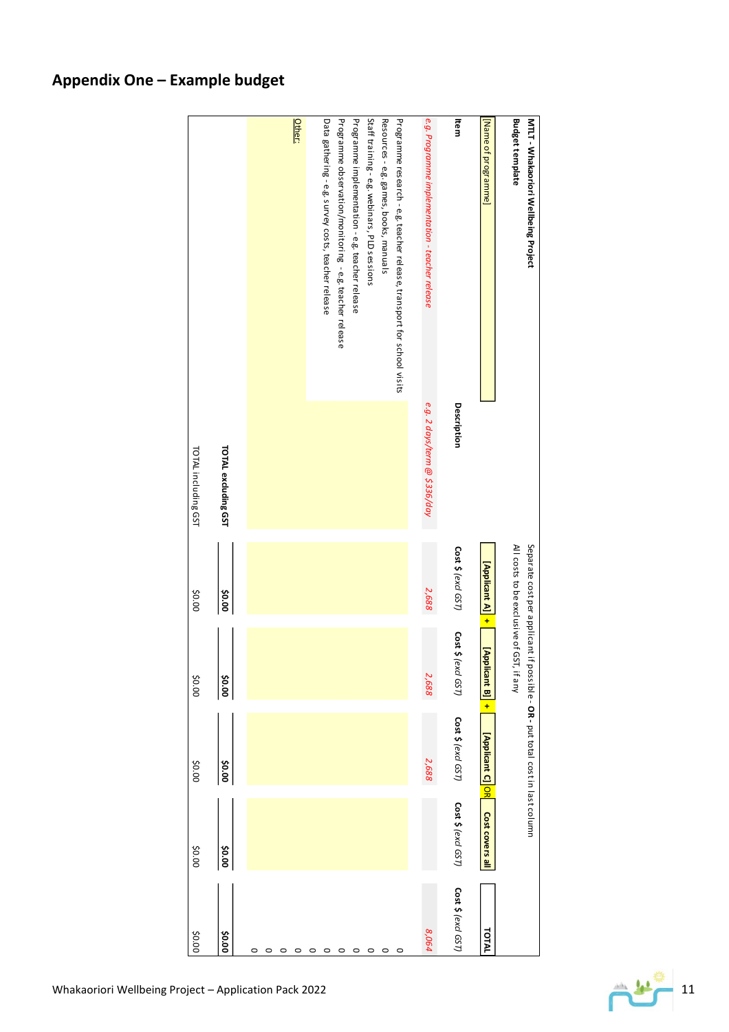## Appendix One – Example budget

**MTLT - Whakaoriori Wellbeing Project**
**Budget template**

Separate cost per applicant if possible - **OR** - put total cost in last column
All costs to be exclusive of GST, if any

[Name of programme]

| | | [Applicant A] + | [Applicant B] + | [Applicant C] OR | Cost covers all | TOTAL |
|---|---|---|---|---|---|---|
| **Item** | **Description** | **Cost $** *(excl GST)* | **Cost $** *(excl GST)* | **Cost $** *(excl GST)* | **Cost $** *(excl GST)* | **Cost $** *(excl GST)* |
| *e.g. Programme implementation - teacher release* | *e.g. 2 days/term @ $336/day* | *2,688* | *2,688* | *2,688* | | *8,064* |
| Programme research - e.g. teacher release, transport for school visits | | | | | | 0 |
| Resources - e.g. games, books, manuals | | | | | | 0 |
| Staff training - e.g. webinars, PLD sessions | | | | | | 0 |
| Programme implementation - e.g. teacher release | | | | | | 0 |
| Programme observation/monitoring - e.g. teacher release | | | | | | 0 |
| Data gathering - e.g. survey costs, teacher release | | | | | | 0 |
| Other: | | | | | | 0 |
| | | | | | | 0 |
| | | | | | | 0 |
| | **TOTAL excluding GST** | **$0.00** | **$0.00** | **$0.00** | **$0.00** | **$0.00** |
| | TOTAL including GST | $0.00 | $0.00 | $0.00 | $0.00 | $0.00 |